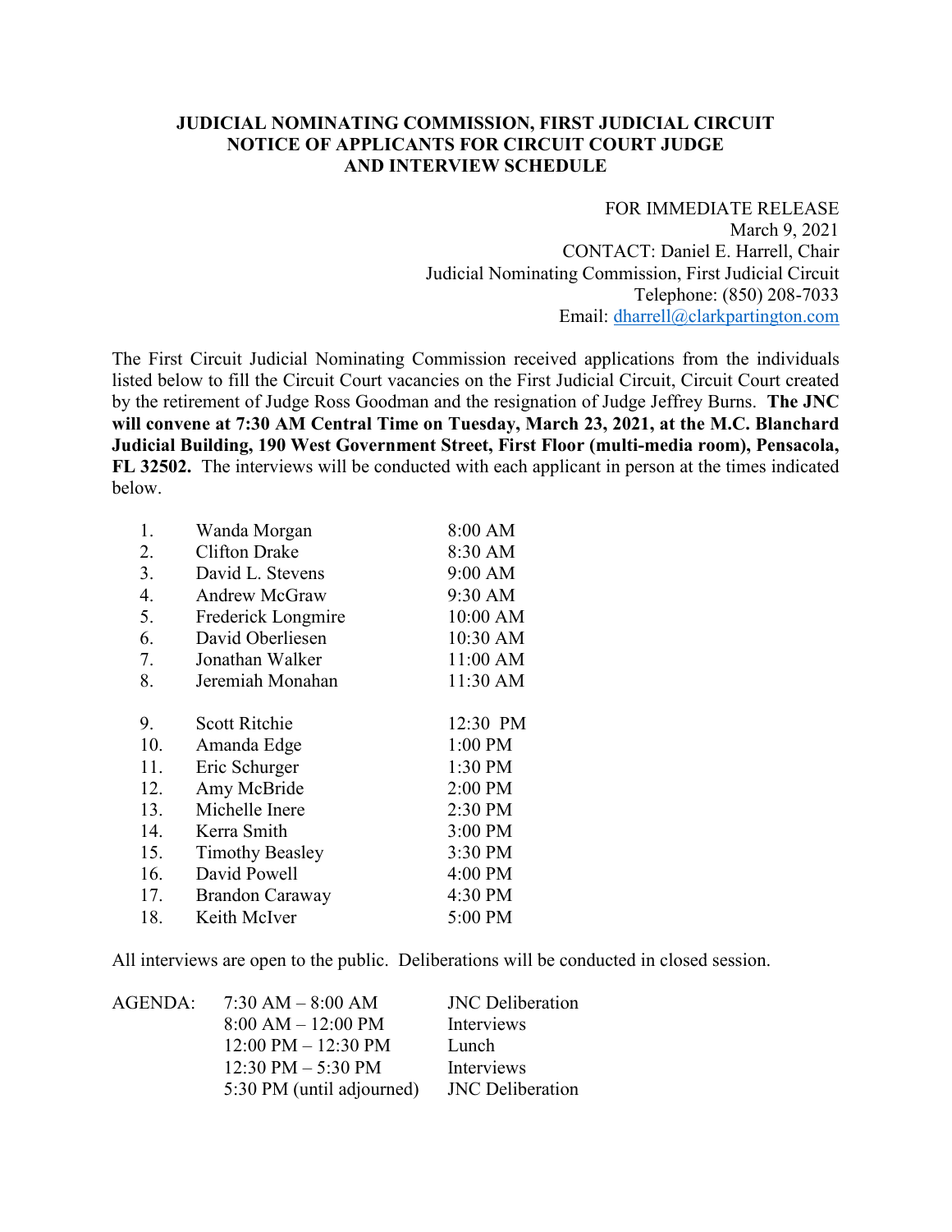**JUDICIAL NOMINATING COMMISSION, FIRST JUDICIAL CIRCUIT**
**NOTICE OF APPLICANTS FOR CIRCUIT COURT JUDGE**
**AND INTERVIEW SCHEDULE**

FOR IMMEDIATE RELEASE
March 9, 2021
CONTACT: Daniel E. Harrell, Chair
Judicial Nominating Commission, First Judicial Circuit
Telephone: (850) 208-7033
Email: dharrell@clarkpartington.com

The First Circuit Judicial Nominating Commission received applications from the individuals listed below to fill the Circuit Court vacancies on the First Judicial Circuit, Circuit Court created by the retirement of Judge Ross Goodman and the resignation of Judge Jeffrey Burns. **The JNC will convene at 7:30 AM Central Time on Tuesday, March 23, 2021, at the M.C. Blanchard Judicial Building, 190 West Government Street, First Floor (multi-media room), Pensacola, FL 32502.** The interviews will be conducted with each applicant in person at the times indicated below.

| | | |
|---|---|---|
| 1. | Wanda Morgan | 8:00 AM |
| 2. | Clifton Drake | 8:30 AM |
| 3. | David L. Stevens | 9:00 AM |
| 4. | Andrew McGraw | 9:30 AM |
| 5. | Frederick Longmire | 10:00 AM |
| 6. | David Oberliesen | 10:30 AM |
| 7. | Jonathan Walker | 11:00 AM |
| 8. | Jeremiah Monahan | 11:30 AM |
| 9. | Scott Ritchie | 12:30 PM |
| 10. | Amanda Edge | 1:00 PM |
| 11. | Eric Schurger | 1:30 PM |
| 12. | Amy McBride | 2:00 PM |
| 13. | Michelle Inere | 2:30 PM |
| 14. | Kerra Smith | 3:00 PM |
| 15. | Timothy Beasley | 3:30 PM |
| 16. | David Powell | 4:00 PM |
| 17. | Brandon Caraway | 4:30 PM |
| 18. | Keith McIver | 5:00 PM |

All interviews are open to the public. Deliberations will be conducted in closed session.

| AGENDA: | | |
|---|---|---|
| | 7:30 AM – 8:00 AM | JNC Deliberation |
| | 8:00 AM – 12:00 PM | Interviews |
| | 12:00 PM – 12:30 PM | Lunch |
| | 12:30 PM – 5:30 PM | Interviews |
| | 5:30 PM (until adjourned) | JNC Deliberation |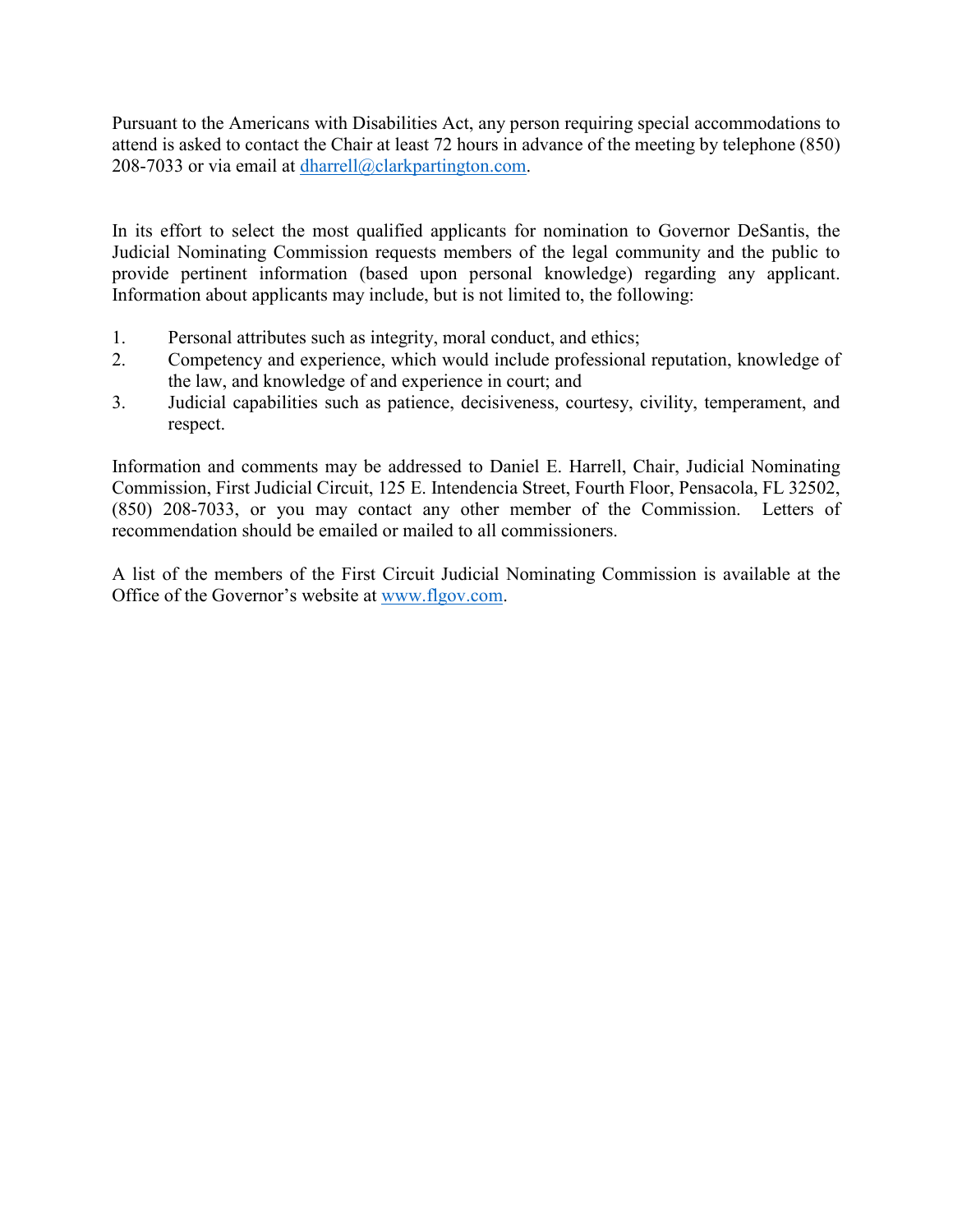Pursuant to the Americans with Disabilities Act, any person requiring special accommodations to attend is asked to contact the Chair at least 72 hours in advance of the meeting by telephone (850) 208-7033 or via email at dharrell@clarkpartington.com.

In its effort to select the most qualified applicants for nomination to Governor DeSantis, the Judicial Nominating Commission requests members of the legal community and the public to provide pertinent information (based upon personal knowledge) regarding any applicant. Information about applicants may include, but is not limited to, the following:

1. Personal attributes such as integrity, moral conduct, and ethics;
2. Competency and experience, which would include professional reputation, knowledge of the law, and knowledge of and experience in court; and
3. Judicial capabilities such as patience, decisiveness, courtesy, civility, temperament, and respect.

Information and comments may be addressed to Daniel E. Harrell, Chair, Judicial Nominating Commission, First Judicial Circuit, 125 E. Intendencia Street, Fourth Floor, Pensacola, FL 32502, (850) 208-7033, or you may contact any other member of the Commission. Letters of recommendation should be emailed or mailed to all commissioners.

A list of the members of the First Circuit Judicial Nominating Commission is available at the Office of the Governor's website at www.flgov.com.